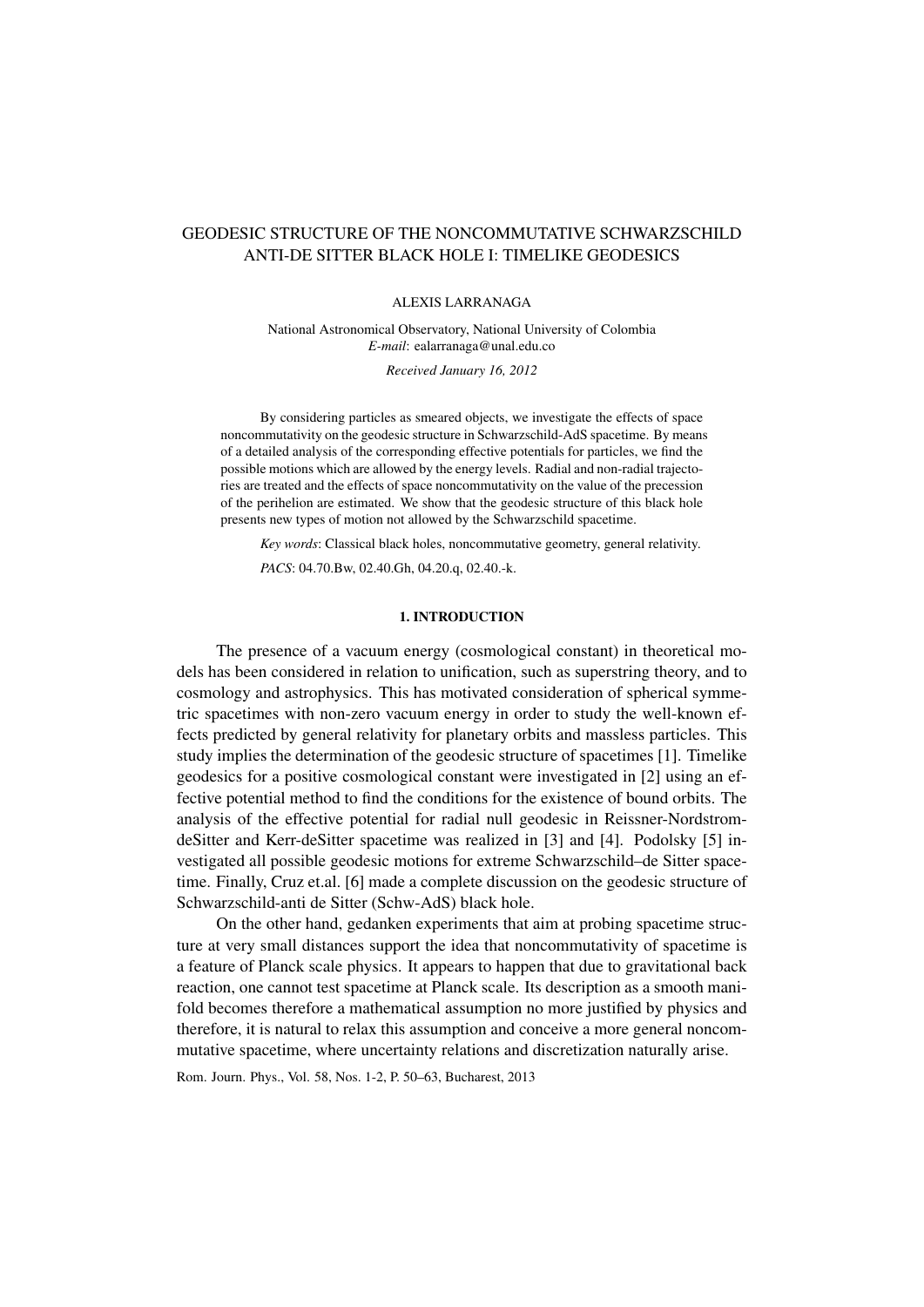# GEODESIC STRUCTURE OF THE NONCOMMUTATIVE SCHWARZSCHILD ANTI-DE SITTER BLACK HOLE I: TIMELIKE GEODESICS

ALEXIS LARRANAGA

National Astronomical Observatory, National University of Colombia
*E-mail*: ealarranaga@unal.edu.co

*Received January 16, 2012*

By considering particles as smeared objects, we investigate the effects of space noncommutativity on the geodesic structure in Schwarzschild-AdS spacetime. By means of a detailed analysis of the corresponding effective potentials for particles, we find the possible motions which are allowed by the energy levels. Radial and non-radial trajectories are treated and the effects of space noncommutativity on the value of the precession of the perihelion are estimated. We show that the geodesic structure of this black hole presents new types of motion not allowed by the Schwarzschild spacetime.

*Key words*: Classical black holes, noncommutative geometry, general relativity.

*PACS*: 04.70.Bw, 02.40.Gh, 04.20.q, 02.40.-k.

## 1. INTRODUCTION

The presence of a vacuum energy (cosmological constant) in theoretical models has been considered in relation to unification, such as superstring theory, and to cosmology and astrophysics. This has motivated consideration of spherical symmetric spacetimes with non-zero vacuum energy in order to study the well-known effects predicted by general relativity for planetary orbits and massless particles. This study implies the determination of the geodesic structure of spacetimes [1]. Timelike geodesics for a positive cosmological constant were investigated in [2] using an effective potential method to find the conditions for the existence of bound orbits. The analysis of the effective potential for radial null geodesic in Reissner-Nordstrom-deSitter and Kerr-deSitter spacetime was realized in [3] and [4]. Podolsky [5] investigated all possible geodesic motions for extreme Schwarzschild–de Sitter spacetime. Finally, Cruz et.al. [6] made a complete discussion on the geodesic structure of Schwarzschild-anti de Sitter (Schw-AdS) black hole.

On the other hand, gedanken experiments that aim at probing spacetime structure at very small distances support the idea that noncommutativity of spacetime is a feature of Planck scale physics. It appears to happen that due to gravitational back reaction, one cannot test spacetime at Planck scale. Its description as a smooth manifold becomes therefore a mathematical assumption no more justified by physics and therefore, it is natural to relax this assumption and conceive a more general noncommutative spacetime, where uncertainty relations and discretization naturally arise.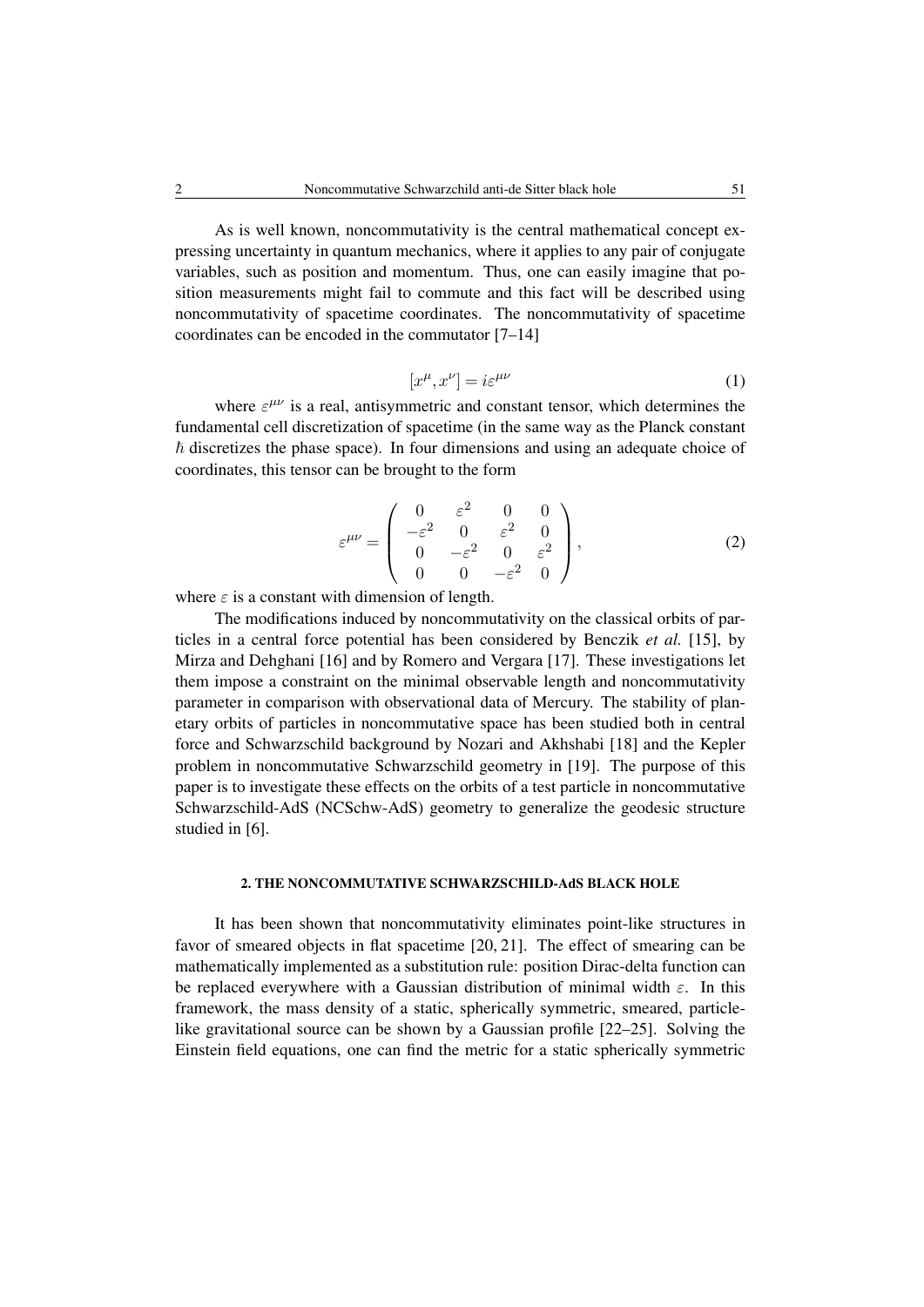As is well known, noncommutativity is the central mathematical concept expressing uncertainty in quantum mechanics, where it applies to any pair of conjugate variables, such as position and momentum. Thus, one can easily imagine that position measurements might fail to commute and this fact will be described using noncommutativity of spacetime coordinates. The noncommutativity of spacetime coordinates can be encoded in the commutator [7–14]

$$[x^\mu, x^\nu] = i\varepsilon^{\mu\nu} \tag{1}$$

where $\varepsilon^{\mu\nu}$ is a real, antisymmetric and constant tensor, which determines the fundamental cell discretization of spacetime (in the same way as the Planck constant $\hbar$ discretizes the phase space). In four dimensions and using an adequate choice of coordinates, this tensor can be brought to the form

$$\varepsilon^{\mu\nu} = \begin{pmatrix} 0 & \varepsilon^2 & 0 & 0 \\ -\varepsilon^2 & 0 & \varepsilon^2 & 0 \\ 0 & -\varepsilon^2 & 0 & \varepsilon^2 \\ 0 & 0 & -\varepsilon^2 & 0 \end{pmatrix}, \tag{2}$$

where $\varepsilon$ is a constant with dimension of length.

The modifications induced by noncommutativity on the classical orbits of particles in a central force potential has been considered by Benczik *et al.* [15], by Mirza and Dehghani [16] and by Romero and Vergara [17]. These investigations let them impose a constraint on the minimal observable length and noncommutativity parameter in comparison with observational data of Mercury. The stability of planetary orbits of particles in noncommutative space has been studied both in central force and Schwarzschild background by Nozari and Akhshabi [18] and the Kepler problem in noncommutative Schwarzschild geometry in [19]. The purpose of this paper is to investigate these effects on the orbits of a test particle in noncommutative Schwarzschild-AdS (NCSchw-AdS) geometry to generalize the geodesic structure studied in [6].

## 2. THE NONCOMMUTATIVE SCHWARZSCHILD-AdS BLACK HOLE

It has been shown that noncommutativity eliminates point-like structures in favor of smeared objects in flat spacetime [20, 21]. The effect of smearing can be mathematically implemented as a substitution rule: position Dirac-delta function can be replaced everywhere with a Gaussian distribution of minimal width $\varepsilon$. In this framework, the mass density of a static, spherically symmetric, smeared, particle-like gravitational source can be shown by a Gaussian profile [22–25]. Solving the Einstein field equations, one can find the metric for a static spherically symmetric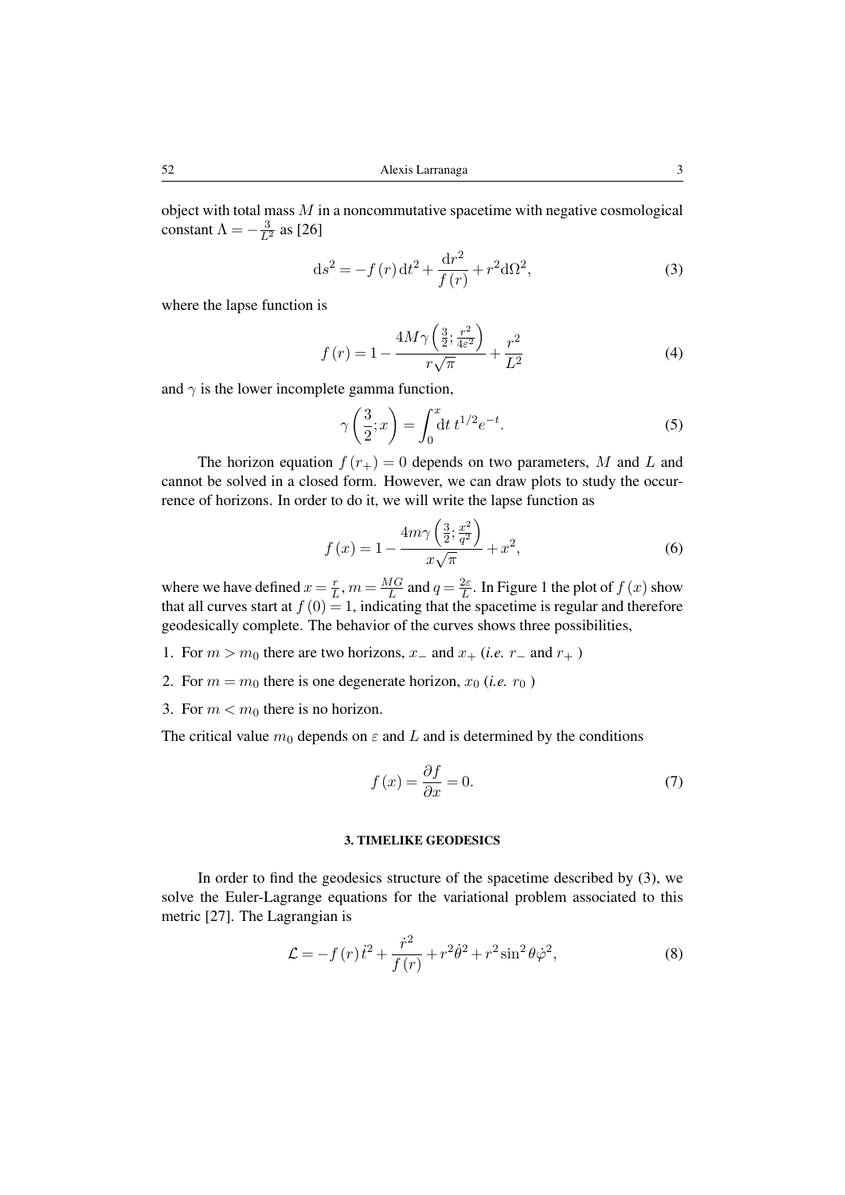object with total mass $M$ in a noncommutative spacetime with negative cosmological constant $\Lambda = -\frac{3}{L^2}$ as [26]

$$\mathrm{d}s^2 = -f(r)\,\mathrm{d}t^2 + \frac{\mathrm{d}r^2}{f(r)} + r^2\mathrm{d}\Omega^2, \tag{3}$$

where the lapse function is

$$f(r) = 1 - \frac{4M\gamma\left(\frac{3}{2};\frac{r^2}{4\varepsilon^2}\right)}{r\sqrt{\pi}} + \frac{r^2}{L^2} \tag{4}$$

and $\gamma$ is the lower incomplete gamma function,

$$\gamma\left(\frac{3}{2};x\right) = \int_0^x \mathrm{d}t\, t^{1/2} e^{-t}. \tag{5}$$

The horizon equation $f(r_+) = 0$ depends on two parameters, $M$ and $L$ and cannot be solved in a closed form. However, we can draw plots to study the occurrence of horizons. In order to do it, we will write the lapse function as

$$f(x) = 1 - \frac{4m\gamma\left(\frac{3}{2};\frac{x^2}{q^2}\right)}{x\sqrt{\pi}} + x^2, \tag{6}$$

where we have defined $x = \frac{r}{L}$, $m = \frac{MG}{L}$ and $q = \frac{2\varepsilon}{L}$. In Figure 1 the plot of $f(x)$ show that all curves start at $f(0) = 1$, indicating that the spacetime is regular and therefore geodesically complete. The behavior of the curves shows three possibilities,

1. For $m > m_0$ there are two horizons, $x_-$ and $x_+$ (*i.e.* $r_-$ and $r_+$ )
2. For $m = m_0$ there is one degenerate horizon, $x_0$ (*i.e.* $r_0$ )
3. For $m < m_0$ there is no horizon.

The critical value $m_0$ depends on $\varepsilon$ and $L$ and is determined by the conditions

$$f(x) = \frac{\partial f}{\partial x} = 0. \tag{7}$$

### 3. TIMELIKE GEODESICS

In order to find the geodesics structure of the spacetime described by (3), we solve the Euler-Lagrange equations for the variational problem associated to this metric [27]. The Lagrangian is

$$\mathcal{L} = -f(r)\,\dot{t}^2 + \frac{\dot{r}^2}{f(r)} + r^2\dot{\theta}^2 + r^2\sin^2\theta\dot{\varphi}^2, \tag{8}$$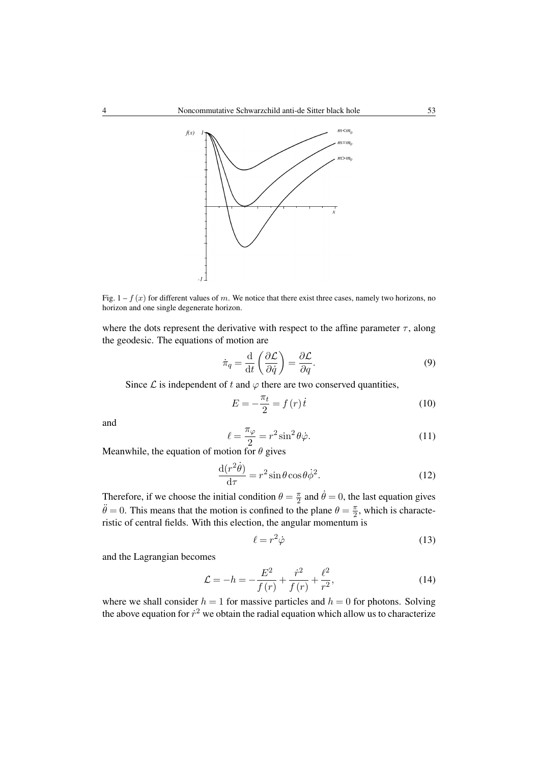Fig. 1 – $f(x)$ for different values of $m$. We notice that there exist three cases, namely two horizons, no horizon and one single degenerate horizon.

where the dots represent the derivative with respect to the affine parameter $\tau$, along the geodesic. The equations of motion are

$$\dot{\pi}_q = \frac{\mathrm{d}}{\mathrm{d}t}\left(\frac{\partial \mathcal{L}}{\partial \dot{q}}\right) = \frac{\partial \mathcal{L}}{\partial q}. \tag{9}$$

Since $\mathcal{L}$ is independent of $t$ and $\varphi$ there are two conserved quantities,

$$E = -\frac{\pi_t}{2} = f(r)\,\dot{t} \tag{10}$$

and

$$\ell = \frac{\pi_\varphi}{2} = r^2 \sin^2\theta \dot{\varphi}. \tag{11}$$

Meanwhile, the equation of motion for $\theta$ gives

$$\frac{\mathrm{d}(r^2\dot{\theta})}{\mathrm{d}\tau} = r^2 \sin\theta \cos\theta \dot{\phi}^2. \tag{12}$$

Therefore, if we choose the initial condition $\theta = \frac{\pi}{2}$ and $\dot{\theta} = 0$, the last equation gives $\ddot{\theta} = 0$. This means that the motion is confined to the plane $\theta = \frac{\pi}{2}$, which is characteristic of central fields. With this election, the angular momentum is

$$\ell = r^2 \dot{\varphi} \tag{13}$$

and the Lagrangian becomes

$$\mathcal{L} = -h = -\frac{E^2}{f(r)} + \frac{\dot{r}^2}{f(r)} + \frac{\ell^2}{r^2}, \tag{14}$$

where we shall consider $h = 1$ for massive particles and $h = 0$ for photons. Solving the above equation for $\dot{r}^2$ we obtain the radial equation which allow us to characterize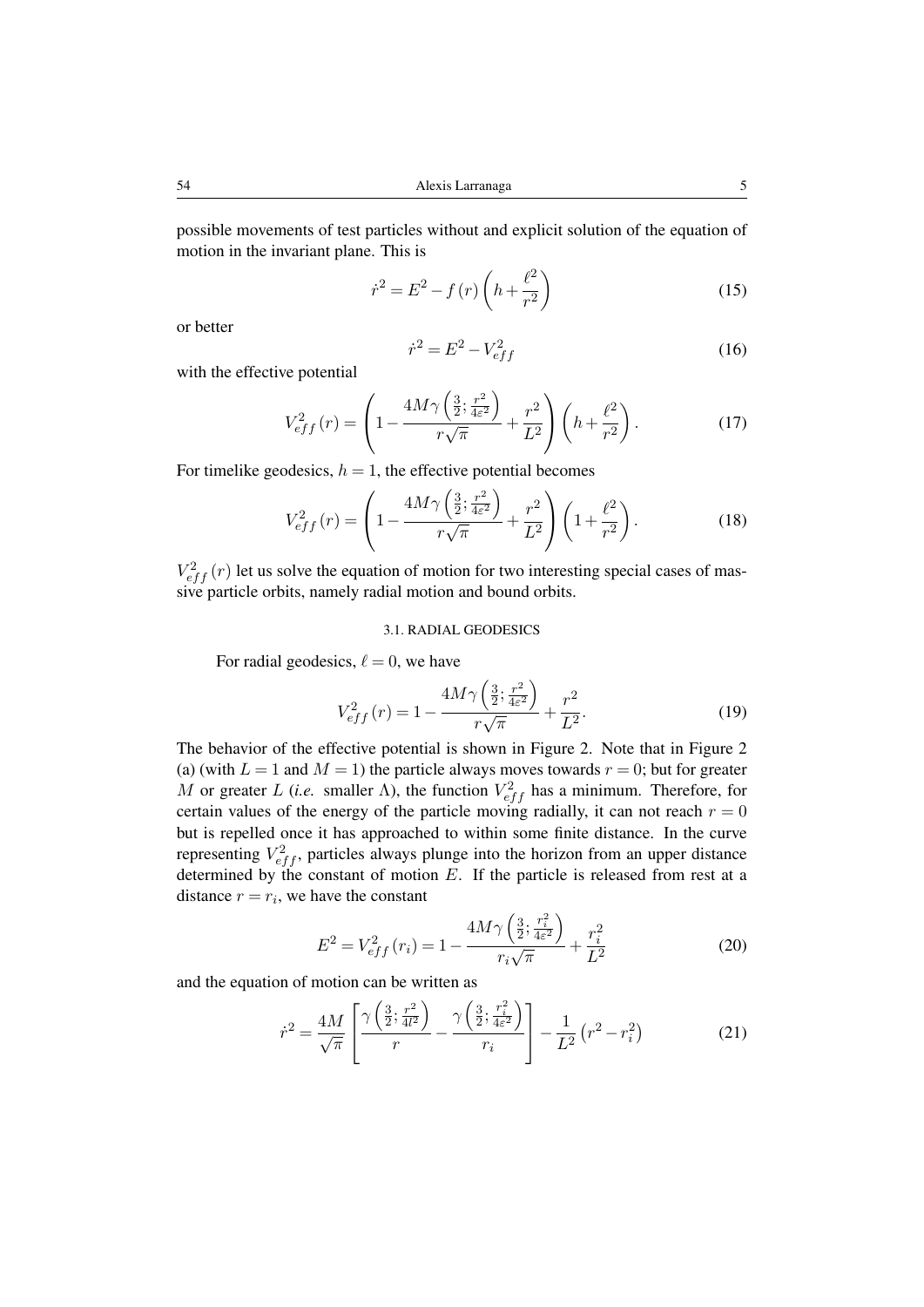possible movements of test particles without and explicit solution of the equation of motion in the invariant plane. This is

$$\dot{r}^2 = E^2 - f(r)\left(h + \frac{\ell^2}{r^2}\right) \tag{15}$$

or better

$$\dot{r}^2 = E^2 - V_{eff}^2 \tag{16}$$

with the effective potential

$$V_{eff}^2(r) = \left(1 - \frac{4M\gamma\left(\frac{3}{2};\frac{r^2}{4\varepsilon^2}\right)}{r\sqrt{\pi}} + \frac{r^2}{L^2}\right)\left(h + \frac{\ell^2}{r^2}\right). \tag{17}$$

For timelike geodesics, $h = 1$, the effective potential becomes

$$V_{eff}^2(r) = \left(1 - \frac{4M\gamma\left(\frac{3}{2};\frac{r^2}{4\varepsilon^2}\right)}{r\sqrt{\pi}} + \frac{r^2}{L^2}\right)\left(1 + \frac{\ell^2}{r^2}\right). \tag{18}$$

$V_{eff}^2(r)$ let us solve the equation of motion for two interesting special cases of massive particle orbits, namely radial motion and bound orbits.

### 3.1. RADIAL GEODESICS

For radial geodesics, $\ell = 0$, we have

$$V_{eff}^2(r) = 1 - \frac{4M\gamma\left(\frac{3}{2};\frac{r^2}{4\varepsilon^2}\right)}{r\sqrt{\pi}} + \frac{r^2}{L^2}. \tag{19}$$

The behavior of the effective potential is shown in Figure 2. Note that in Figure 2 (a) (with $L = 1$ and $M = 1$) the particle always moves towards $r = 0$; but for greater $M$ or greater $L$ (*i.e.* smaller $\Lambda$), the function $V_{eff}^2$ has a minimum. Therefore, for certain values of the energy of the particle moving radially, it can not reach $r = 0$ but is repelled once it has approached to within some finite distance. In the curve representing $V_{eff}^2$, particles always plunge into the horizon from an upper distance determined by the constant of motion $E$. If the particle is released from rest at a distance $r = r_i$, we have the constant

$$E^2 = V_{eff}^2(r_i) = 1 - \frac{4M\gamma\left(\frac{3}{2};\frac{r_i^2}{4\varepsilon^2}\right)}{r_i\sqrt{\pi}} + \frac{r_i^2}{L^2} \tag{20}$$

and the equation of motion can be written as

$$\dot{r}^2 = \frac{4M}{\sqrt{\pi}}\left[\frac{\gamma\left(\frac{3}{2};\frac{r^2}{4l^2}\right)}{r} - \frac{\gamma\left(\frac{3}{2};\frac{r_i^2}{4\varepsilon^2}\right)}{r_i}\right] - \frac{1}{L^2}\left(r^2 - r_i^2\right) \tag{21}$$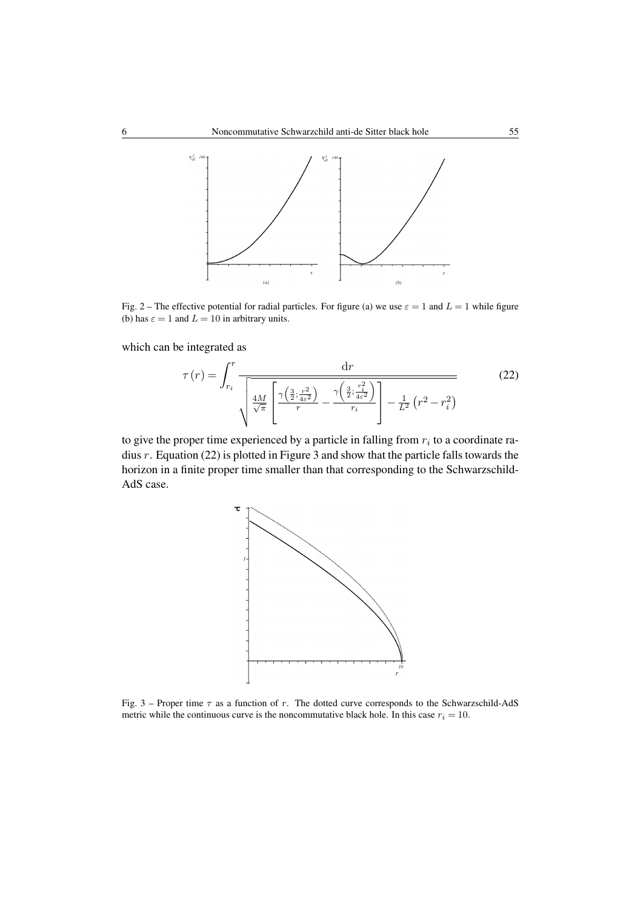Fig. 2 – The effective potential for radial particles. For figure (a) we use $\varepsilon = 1$ and $L = 1$ while figure (b) has $\varepsilon = 1$ and $L = 10$ in arbitrary units.

which can be integrated as

$$\tau(r) = \int_{r_i}^{r} \frac{\mathrm{d}r}{\sqrt{\frac{4M}{\sqrt{\pi}}\left[\frac{\gamma\left(\frac{3}{2};\frac{r^2}{4\varepsilon^2}\right)}{r} - \frac{\gamma\left(\frac{3}{2};\frac{r_i^2}{4\varepsilon^2}\right)}{r_i}\right] - \frac{1}{L^2}\left(r^2 - r_i^2\right)}} \tag{22}$$

to give the proper time experienced by a particle in falling from $r_i$ to a coordinate radius $r$. Equation (22) is plotted in Figure 3 and show that the particle falls towards the horizon in a finite proper time smaller than that corresponding to the Schwarzschild-AdS case.

Fig. 3 – Proper time $\tau$ as a function of $r$. The dotted curve corresponds to the Schwarzschild-AdS metric while the continuous curve is the noncommutative black hole. In this case $r_i = 10$.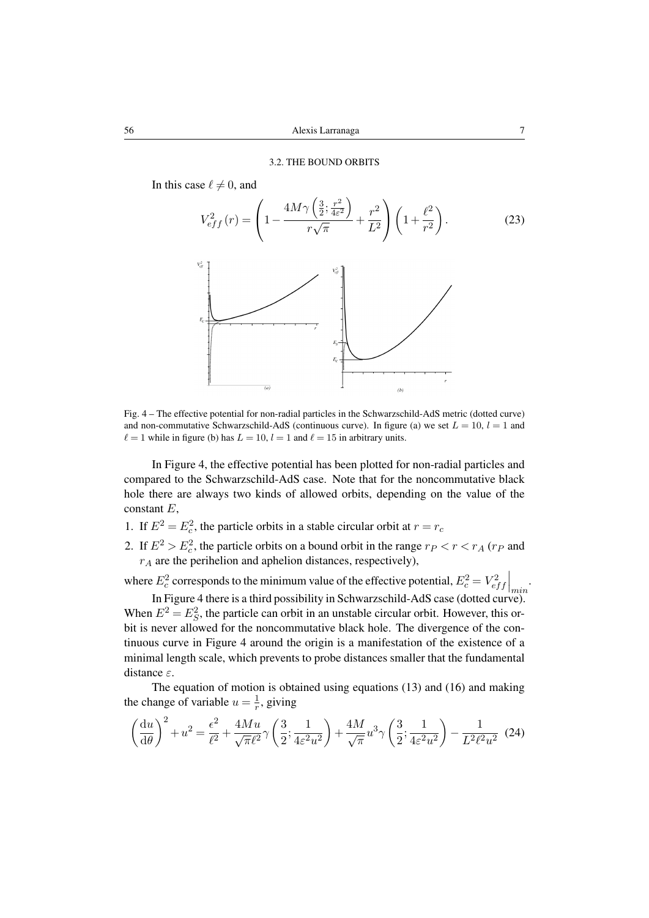### 3.2. THE BOUND ORBITS

In this case $\ell \neq 0$, and

$$V_{eff}^2(r) = \left(1 - \frac{4M\gamma\left(\frac{3}{2}; \frac{r^2}{4\varepsilon^2}\right)}{r\sqrt{\pi}} + \frac{r^2}{L^2}\right)\left(1 + \frac{\ell^2}{r^2}\right). \tag{23}$$

Fig. 4 – The effective potential for non-radial particles in the Schwarzschild-AdS metric (dotted curve) and non-commutative Schwarzschild-AdS (continuous curve). In figure (a) we set $L = 10$, $l = 1$ and $\ell = 1$ while in figure (b) has $L = 10$, $l = 1$ and $\ell = 15$ in arbitrary units.

In Figure 4, the effective potential has been plotted for non-radial particles and compared to the Schwarzschild-AdS case. Note that for the noncommutative black hole there are always two kinds of allowed orbits, depending on the value of the constant $E$,

1. If $E^2 = E_c^2$, the particle orbits in a stable circular orbit at $r = r_c$
2. If $E^2 > E_c^2$, the particle orbits on a bound orbit in the range $r_P < r < r_A$ ($r_P$ and $r_A$ are the perihelion and aphelion distances, respectively),

where $E_c^2$ corresponds to the minimum value of the effective potential, $E_c^2 = V_{eff}^2\Big|_{min}$.

In Figure 4 there is a third possibility in Schwarzschild-AdS case (dotted curve). When $E^2 = E_S^2$, the particle can orbit in an unstable circular orbit. However, this orbit is never allowed for the noncommutative black hole. The divergence of the continuous curve in Figure 4 around the origin is a manifestation of the existence of a minimal length scale, which prevents to probe distances smaller that the fundamental distance $\varepsilon$.

The equation of motion is obtained using equations (13) and (16) and making the change of variable $u = \frac{1}{r}$, giving

$$\left(\frac{\mathrm{d}u}{\mathrm{d}\theta}\right)^2 + u^2 = \frac{\epsilon^2}{\ell^2} + \frac{4Mu}{\sqrt{\pi}\ell^2}\gamma\left(\frac{3}{2}; \frac{1}{4\varepsilon^2 u^2}\right) + \frac{4M}{\sqrt{\pi}}u^3\gamma\left(\frac{3}{2}; \frac{1}{4\varepsilon^2 u^2}\right) - \frac{1}{L^2\ell^2 u^2} \tag{24}$$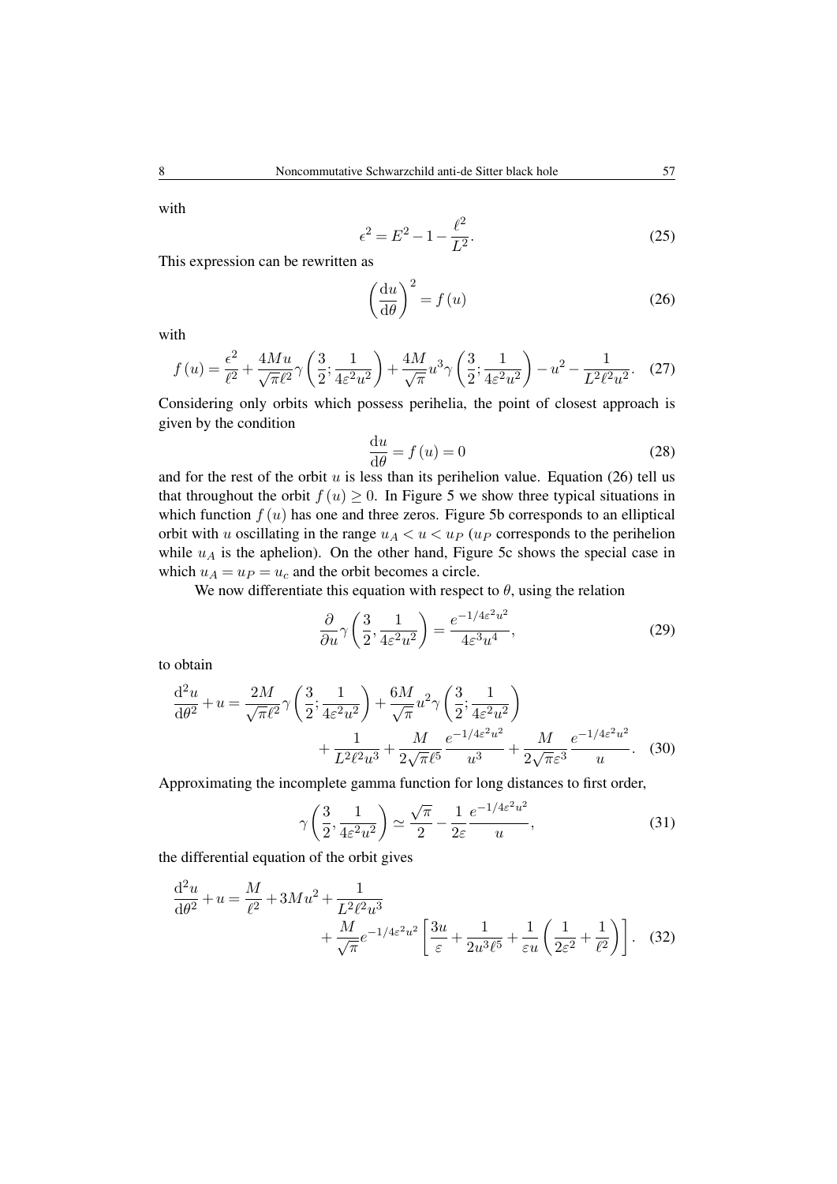with

$$\epsilon^2 = E^2 - 1 - \frac{\ell^2}{L^2}. \tag{25}$$

This expression can be rewritten as

$$\left(\frac{\mathrm{d}u}{\mathrm{d}\theta}\right)^2 = f(u) \tag{26}$$

with

$$f(u) = \frac{\epsilon^2}{\ell^2} + \frac{4Mu}{\sqrt{\pi}\ell^2}\gamma\left(\frac{3}{2};\frac{1}{4\varepsilon^2 u^2}\right) + \frac{4M}{\sqrt{\pi}}u^3\gamma\left(\frac{3}{2};\frac{1}{4\varepsilon^2 u^2}\right) - u^2 - \frac{1}{L^2\ell^2 u^2}. \tag{27}$$

Considering only orbits which possess perihelia, the point of closest approach is given by the condition

$$\frac{\mathrm{d}u}{\mathrm{d}\theta} = f(u) = 0 \tag{28}$$

and for the rest of the orbit $u$ is less than its perihelion value. Equation (26) tell us that throughout the orbit $f(u) \geq 0$. In Figure 5 we show three typical situations in which function $f(u)$ has one and three zeros. Figure 5b corresponds to an elliptical orbit with $u$ oscillating in the range $u_A < u < u_P$ ($u_P$ corresponds to the perihelion while $u_A$ is the aphelion). On the other hand, Figure 5c shows the special case in which $u_A = u_P = u_c$ and the orbit becomes a circle.

We now differentiate this equation with respect to $\theta$, using the relation

$$\frac{\partial}{\partial u}\gamma\left(\frac{3}{2},\frac{1}{4\varepsilon^2 u^2}\right) = \frac{e^{-1/4\varepsilon^2 u^2}}{4\varepsilon^3 u^4}, \tag{29}$$

to obtain

$$\frac{\mathrm{d}^2 u}{\mathrm{d}\theta^2} + u = \frac{2M}{\sqrt{\pi}\ell^2}\gamma\left(\frac{3}{2};\frac{1}{4\varepsilon^2 u^2}\right) + \frac{6M}{\sqrt{\pi}}u^2\gamma\left(\frac{3}{2};\frac{1}{4\varepsilon^2 u^2}\right) + \frac{1}{L^2\ell^2 u^3} + \frac{M}{2\sqrt{\pi}\ell^5}\frac{e^{-1/4\varepsilon^2 u^2}}{u^3} + \frac{M}{2\sqrt{\pi}\varepsilon^3}\frac{e^{-1/4\varepsilon^2 u^2}}{u}. \tag{30}$$

Approximating the incomplete gamma function for long distances to first order,

$$\gamma\left(\frac{3}{2},\frac{1}{4\varepsilon^2 u^2}\right) \simeq \frac{\sqrt{\pi}}{2} - \frac{1}{2\varepsilon}\frac{e^{-1/4\varepsilon^2 u^2}}{u}, \tag{31}$$

the differential equation of the orbit gives

$$\frac{\mathrm{d}^2 u}{\mathrm{d}\theta^2} + u = \frac{M}{\ell^2} + 3Mu^2 + \frac{1}{L^2\ell^2 u^3} + \frac{M}{\sqrt{\pi}}e^{-1/4\varepsilon^2 u^2}\left[\frac{3u}{\varepsilon} + \frac{1}{2u^3\ell^5} + \frac{1}{\varepsilon u}\left(\frac{1}{2\varepsilon^2} + \frac{1}{\ell^2}\right)\right]. \tag{32}$$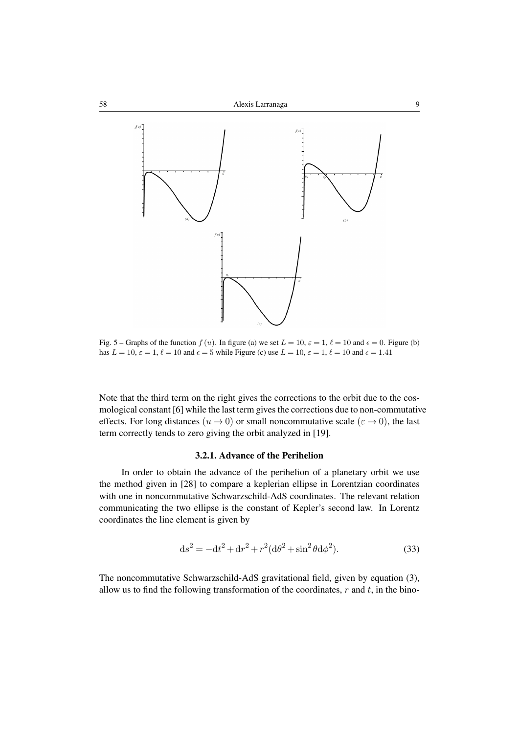Fig. 5 – Graphs of the function $f(u)$. In figure (a) we set $L = 10$, $\varepsilon = 1$, $\ell = 10$ and $\epsilon = 0$. Figure (b) has $L = 10$, $\varepsilon = 1$, $\ell = 10$ and $\epsilon = 5$ while Figure (c) use $L = 10$, $\varepsilon = 1$, $\ell = 10$ and $\epsilon = 1.41$

Note that the third term on the right gives the corrections to the orbit due to the cosmological constant [6] while the last term gives the corrections due to non-commutative effects. For long distances $(u \to 0)$ or small noncommutative scale $(\varepsilon \to 0)$, the last term correctly tends to zero giving the orbit analyzed in [19].

#### 3.2.1. Advance of the Perihelion

In order to obtain the advance of the perihelion of a planetary orbit we use the method given in [28] to compare a keplerian ellipse in Lorentzian coordinates with one in noncommutative Schwarzschild-AdS coordinates. The relevant relation communicating the two ellipse is the constant of Kepler's second law. In Lorentz coordinates the line element is given by

$$
\mathrm{d}s^2 = -\mathrm{d}t^2 + \mathrm{d}r^2 + r^2(\mathrm{d}\theta^2 + \sin^2\theta \mathrm{d}\phi^2). \tag{33}
$$

The noncommutative Schwarzschild-AdS gravitational field, given by equation (3), allow us to find the following transformation of the coordinates, $r$ and $t$, in the bino-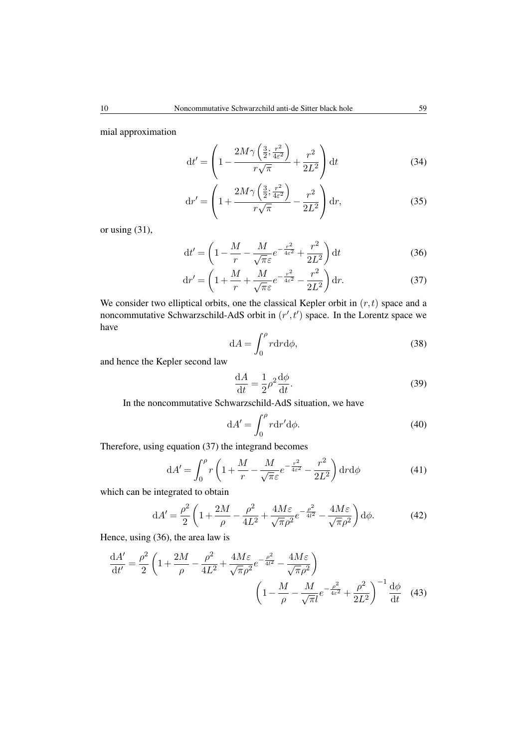mial approximation

$$\mathrm{d}t' = \left(1 - \frac{2M\gamma\left(\frac{3}{2};\frac{r^2}{4\varepsilon^2}\right)}{r\sqrt{\pi}} + \frac{r^2}{2L^2}\right)\mathrm{d}t \tag{34}$$

$$\mathrm{d}r' = \left(1 + \frac{2M\gamma\left(\frac{3}{2};\frac{r^2}{4\varepsilon^2}\right)}{r\sqrt{\pi}} - \frac{r^2}{2L^2}\right)\mathrm{d}r, \tag{35}$$

or using (31),

$$\mathrm{d}t' = \left(1 - \frac{M}{r} - \frac{M}{\sqrt{\pi}\varepsilon}e^{-\frac{r^2}{4\varepsilon^2}} + \frac{r^2}{2L^2}\right)\mathrm{d}t \tag{36}$$

$$\mathrm{d}r' = \left(1 + \frac{M}{r} + \frac{M}{\sqrt{\pi}\varepsilon}e^{-\frac{r^2}{4\varepsilon^2}} - \frac{r^2}{2L^2}\right)\mathrm{d}r. \tag{37}$$

We consider two elliptical orbits, one the classical Kepler orbit in $(r,t)$ space and a noncommutative Schwarzschild-AdS orbit in $(r',t')$ space. In the Lorentz space we have

$$\mathrm{d}A = \int_0^{\rho} r\mathrm{d}r\mathrm{d}\phi, \tag{38}$$

and hence the Kepler second law

$$\frac{\mathrm{d}A}{\mathrm{d}t} = \frac{1}{2}\rho^2\frac{\mathrm{d}\phi}{\mathrm{d}t}. \tag{39}$$

In the noncommutative Schwarzschild-AdS situation, we have

$$\mathrm{d}A' = \int_0^{\rho} r\mathrm{d}r'\mathrm{d}\phi. \tag{40}$$

Therefore, using equation (37) the integrand becomes

$$\mathrm{d}A' = \int_0^{\rho} r\left(1 + \frac{M}{r} - \frac{M}{\sqrt{\pi}\varepsilon}e^{-\frac{r^2}{4\varepsilon^2}} - \frac{r^2}{2L^2}\right)\mathrm{d}r\mathrm{d}\phi \tag{41}$$

which can be integrated to obtain

$$\mathrm{d}A' = \frac{\rho^2}{2}\left(1 + \frac{2M}{\rho} - \frac{\rho^2}{4L^2} + \frac{4M\varepsilon}{\sqrt{\pi}\rho^2}e^{-\frac{\rho^2}{4l^2}} - \frac{4M\varepsilon}{\sqrt{\pi}\rho^2}\right)\mathrm{d}\phi. \tag{42}$$

Hence, using (36), the area law is

$$\frac{\mathrm{d}A'}{\mathrm{d}t'} = \frac{\rho^2}{2}\left(1 + \frac{2M}{\rho} - \frac{\rho^2}{4L^2} + \frac{4M\varepsilon}{\sqrt{\pi}\rho^2}e^{-\frac{\rho^2}{4l^2}} - \frac{4M\varepsilon}{\sqrt{\pi}\rho^2}\right) \left(1 - \frac{M}{\rho} - \frac{M}{\sqrt{\pi}l}e^{-\frac{\rho^2}{4\varepsilon^2}} + \frac{\rho^2}{2L^2}\right)^{-1}\frac{\mathrm{d}\phi}{\mathrm{d}t} \tag{43}$$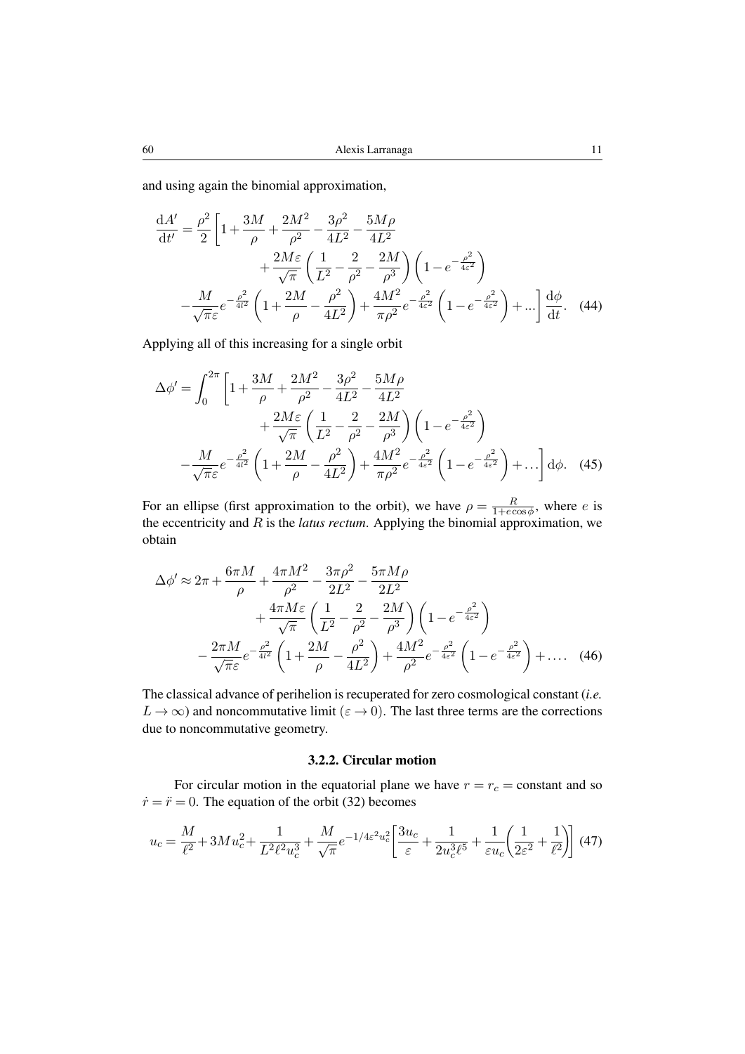and using again the binomial approximation,

$$
\begin{aligned}
\frac{\mathrm{d}A'}{\mathrm{d}t'} = \frac{\rho^2}{2}\Bigg[1 + \frac{3M}{\rho} + \frac{2M^2}{\rho^2} - \frac{3\rho^2}{4L^2} - \frac{5M\rho}{4L^2} \\
+ \frac{2M\varepsilon}{\sqrt{\pi}}\left(\frac{1}{L^2} - \frac{2}{\rho^2} - \frac{2M}{\rho^3}\right)\left(1 - e^{-\frac{\rho^2}{4\varepsilon^2}}\right) \\
-\frac{M}{\sqrt{\pi}\varepsilon}e^{-\frac{\rho^2}{4l^2}}\left(1 + \frac{2M}{\rho} - \frac{\rho^2}{4L^2}\right) + \frac{4M^2}{\pi\rho^2}e^{-\frac{\rho^2}{4\varepsilon^2}}\left(1 - e^{-\frac{\rho^2}{4\varepsilon^2}}\right) + ...\Bigg]\frac{\mathrm{d}\phi}{\mathrm{d}t}. \quad (44)
\end{aligned}
$$

Applying all of this increasing for a single orbit

$$
\begin{aligned}
\Delta\phi' = \int_0^{2\pi}\Bigg[1 + \frac{3M}{\rho} + \frac{2M^2}{\rho^2} - \frac{3\rho^2}{4L^2} - \frac{5M\rho}{4L^2} \\
+ \frac{2M\varepsilon}{\sqrt{\pi}}\left(\frac{1}{L^2} - \frac{2}{\rho^2} - \frac{2M}{\rho^3}\right)\left(1 - e^{-\frac{\rho^2}{4\varepsilon^2}}\right) \\
-\frac{M}{\sqrt{\pi}\varepsilon}e^{-\frac{\rho^2}{4l^2}}\left(1 + \frac{2M}{\rho} - \frac{\rho^2}{4L^2}\right) + \frac{4M^2}{\pi\rho^2}e^{-\frac{\rho^2}{4\varepsilon^2}}\left(1 - e^{-\frac{\rho^2}{4\varepsilon^2}}\right) + \ldots\Bigg]\mathrm{d}\phi. \quad (45)
\end{aligned}
$$

For an ellipse (first approximation to the orbit), we have $\rho = \frac{R}{1+e\cos\phi}$, where $e$ is the eccentricity and $R$ is the *latus rectum*. Applying the binomial approximation, we obtain

$$
\begin{aligned}
\Delta\phi' \approx 2\pi + \frac{6\pi M}{\rho} + \frac{4\pi M^2}{\rho^2} - \frac{3\pi\rho^2}{2L^2} - \frac{5\pi M\rho}{2L^2} \\
+ \frac{4\pi M\varepsilon}{\sqrt{\pi}}\left(\frac{1}{L^2} - \frac{2}{\rho^2} - \frac{2M}{\rho^3}\right)\left(1 - e^{-\frac{\rho^2}{4\varepsilon^2}}\right) \\
-\frac{2\pi M}{\sqrt{\pi}\varepsilon}e^{-\frac{\rho^2}{4l^2}}\left(1 + \frac{2M}{\rho} - \frac{\rho^2}{4L^2}\right) + \frac{4M^2}{\rho^2}e^{-\frac{\rho^2}{4\varepsilon^2}}\left(1 - e^{-\frac{\rho^2}{4\varepsilon^2}}\right) + \ldots. \quad (46)
\end{aligned}
$$

The classical advance of perihelion is recuperated for zero cosmological constant (*i.e.* $L \to \infty$) and noncommutative limit ($\varepsilon \to 0$). The last three terms are the corrections due to noncommutative geometry.

### 3.2.2. Circular motion

For circular motion in the equatorial plane we have $r = r_c = \text{constant}$ and so $\dot{r} = \ddot{r} = 0$. The equation of the orbit (32) becomes

$$
u_c = \frac{M}{\ell^2} + 3Mu_c^2 + \frac{1}{L^2\ell^2u_c^3} + \frac{M}{\sqrt{\pi}}e^{-1/4\varepsilon^2u_c^2}\left[\frac{3u_c}{\varepsilon} + \frac{1}{2u_c^3\ell^5} + \frac{1}{\varepsilon u_c}\left(\frac{1}{2\varepsilon^2} + \frac{1}{\ell^2}\right)\right] \quad (47)
$$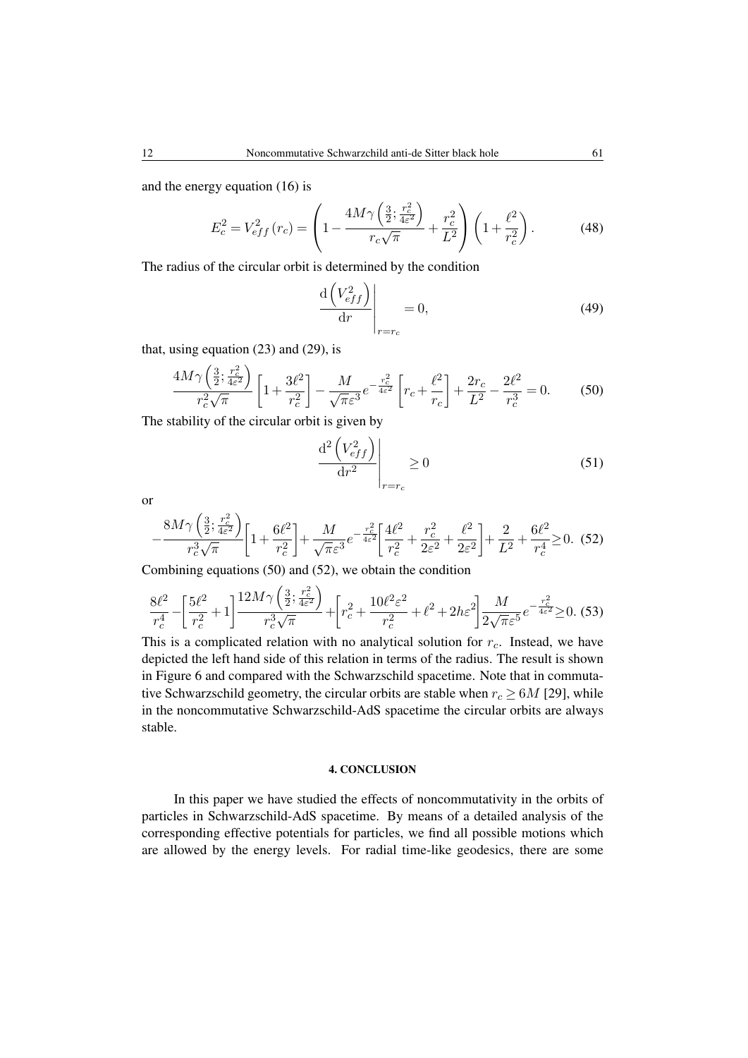and the energy equation (16) is

$$E_c^2 = V_{eff}^2(r_c) = \left(1 - \frac{4M\gamma\left(\frac{3}{2};\frac{r_c^2}{4\varepsilon^2}\right)}{r_c\sqrt{\pi}} + \frac{r_c^2}{L^2}\right)\left(1 + \frac{\ell^2}{r_c^2}\right). \tag{48}$$

The radius of the circular orbit is determined by the condition

$$\left.\frac{\mathrm{d}\left(V_{eff}^2\right)}{\mathrm{d}r}\right|_{r=r_c} = 0, \tag{49}$$

that, using equation (23) and (29), is

$$\frac{4M\gamma\left(\frac{3}{2};\frac{r_c^2}{4\varepsilon^2}\right)}{r_c^2\sqrt{\pi}}\left[1 + \frac{3\ell^2}{r_c^2}\right] - \frac{M}{\sqrt{\pi}\varepsilon^3}e^{-\frac{r_c^2}{4\varepsilon^2}}\left[r_c + \frac{\ell^2}{r_c}\right] + \frac{2r_c}{L^2} - \frac{2\ell^2}{r_c^3} = 0. \tag{50}$$

The stability of the circular orbit is given by

$$\left.\frac{\mathrm{d}^2\left(V_{eff}^2\right)}{\mathrm{d}r^2}\right|_{r=r_c} \geq 0 \tag{51}$$

or

$$-\frac{8M\gamma\left(\frac{3}{2};\frac{r_c^2}{4\varepsilon^2}\right)}{r_c^3\sqrt{\pi}}\left[1 + \frac{6\ell^2}{r_c^2}\right] + \frac{M}{\sqrt{\pi}\varepsilon^3}e^{-\frac{r_c^2}{4\varepsilon^2}}\left[\frac{4\ell^2}{r_c^2} + \frac{r_c^2}{2\varepsilon^2} + \frac{\ell^2}{2\varepsilon^2}\right] + \frac{2}{L^2} + \frac{6\ell^2}{r_c^4} \geq 0. \tag{52}$$

Combining equations (50) and (52), we obtain the condition

$$\frac{8\ell^2}{r_c^4} - \left[\frac{5\ell^2}{r_c^2} + 1\right]\frac{12M\gamma\left(\frac{3}{2};\frac{r_c^2}{4\varepsilon^2}\right)}{r_c^3\sqrt{\pi}} + \left[r_c^2 + \frac{10\ell^2\varepsilon^2}{r_c^2} + \ell^2 + 2h\varepsilon^2\right]\frac{M}{2\sqrt{\pi}\varepsilon^5}e^{-\frac{r_c^2}{4\varepsilon^2}} \geq 0. \tag{53}$$

This is a complicated relation with no analytical solution for $r_c$. Instead, we have depicted the left hand side of this relation in terms of the radius. The result is shown in Figure 6 and compared with the Schwarzschild spacetime. Note that in commutative Schwarzschild geometry, the circular orbits are stable when $r_c \geq 6M$ [29], while in the noncommutative Schwarzschild-AdS spacetime the circular orbits are always stable.

## 4. CONCLUSION

In this paper we have studied the effects of noncommutativity in the orbits of particles in Schwarzschild-AdS spacetime. By means of a detailed analysis of the corresponding effective potentials for particles, we find all possible motions which are allowed by the energy levels. For radial time-like geodesics, there are some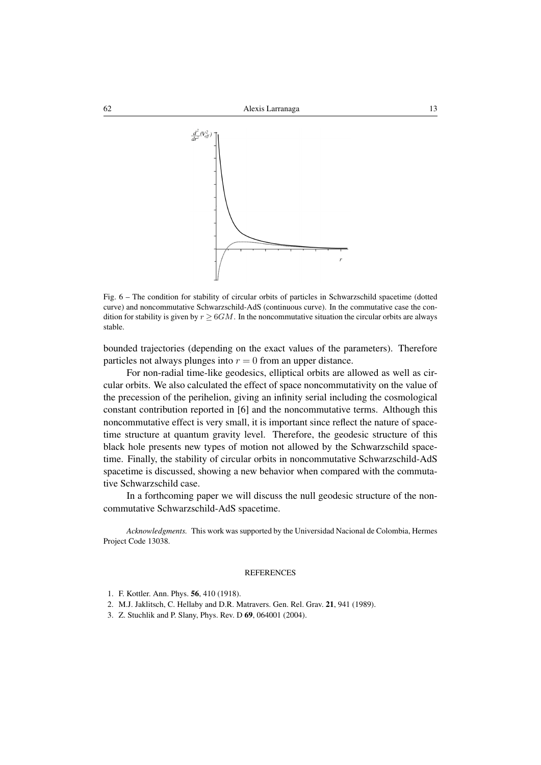Fig. 6 – The condition for stability of circular orbits of particles in Schwarzschild spacetime (dotted curve) and noncommutative Schwarzschild-AdS (continuous curve). In the commutative case the condition for stability is given by $r \geq 6GM$. In the noncommutative situation the circular orbits are always stable.

bounded trajectories (depending on the exact values of the parameters). Therefore particles not always plunges into $r = 0$ from an upper distance.

For non-radial time-like geodesics, elliptical orbits are allowed as well as circular orbits. We also calculated the effect of space noncommutativity on the value of the precession of the perihelion, giving an infinity serial including the cosmological constant contribution reported in [6] and the noncommutative terms. Although this noncommutative effect is very small, it is important since reflect the nature of spacetime structure at quantum gravity level. Therefore, the geodesic structure of this black hole presents new types of motion not allowed by the Schwarzschild spacetime. Finally, the stability of circular orbits in noncommutative Schwarzschild-AdS spacetime is discussed, showing a new behavior when compared with the commutative Schwarzschild case.

In a forthcoming paper we will discuss the null geodesic structure of the noncommutative Schwarzschild-AdS spacetime.

*Acknowledgments.* This work was supported by the Universidad Nacional de Colombia, Hermes Project Code 13038.

## REFERENCES

1. F. Kottler. Ann. Phys. **56**, 410 (1918).
2. M.J. Jaklitsch, C. Hellaby and D.R. Matravers. Gen. Rel. Grav. **21**, 941 (1989).
3. Z. Stuchlik and P. Slany, Phys. Rev. D **69**, 064001 (2004).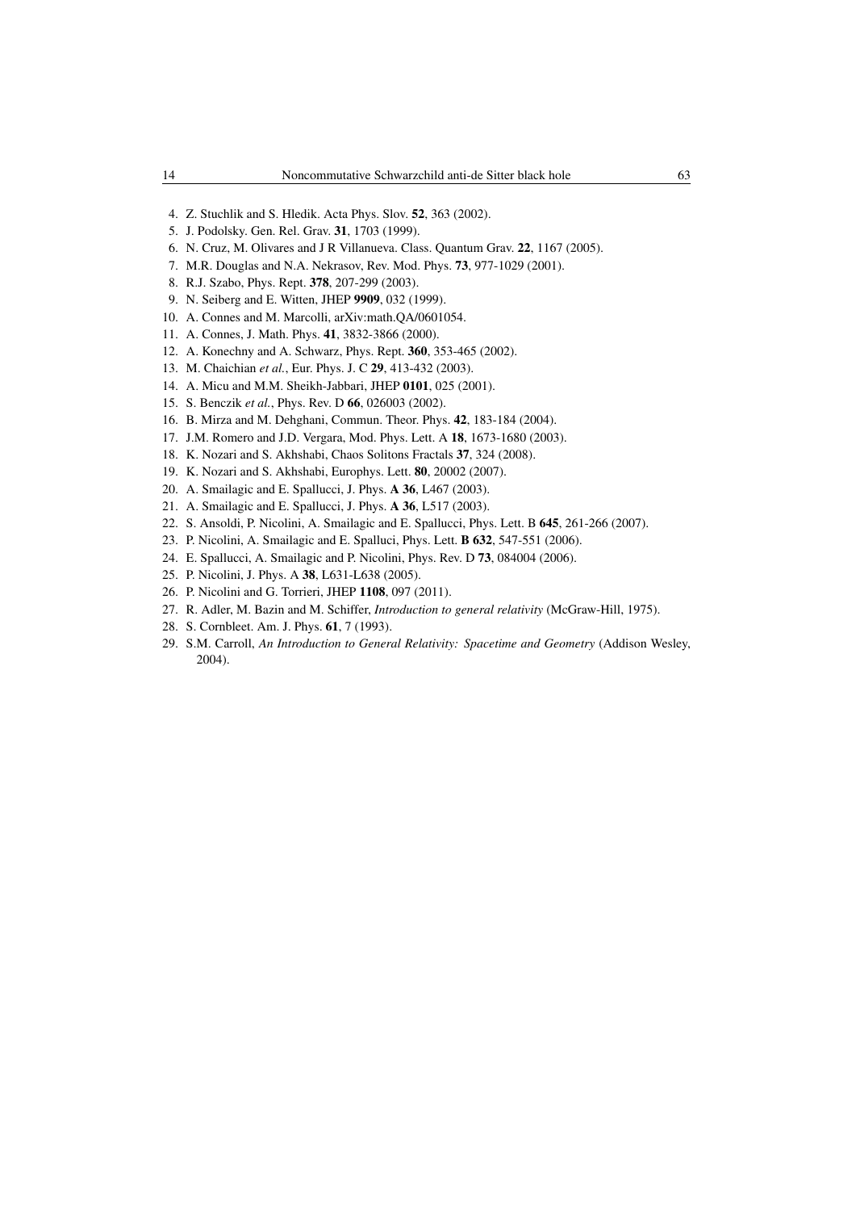4. Z. Stuchlik and S. Hledik. Acta Phys. Slov. **52**, 363 (2002).
5. J. Podolsky. Gen. Rel. Grav. **31**, 1703 (1999).
6. N. Cruz, M. Olivares and J R Villanueva. Class. Quantum Grav. **22**, 1167 (2005).
7. M.R. Douglas and N.A. Nekrasov, Rev. Mod. Phys. **73**, 977-1029 (2001).
8. R.J. Szabo, Phys. Rept. **378**, 207-299 (2003).
9. N. Seiberg and E. Witten, JHEP **9909**, 032 (1999).
10. A. Connes and M. Marcolli, arXiv:math.QA/0601054.
11. A. Connes, J. Math. Phys. **41**, 3832-3866 (2000).
12. A. Konechny and A. Schwarz, Phys. Rept. **360**, 353-465 (2002).
13. M. Chaichian *et al.*, Eur. Phys. J. C **29**, 413-432 (2003).
14. A. Micu and M.M. Sheikh-Jabbari, JHEP **0101**, 025 (2001).
15. S. Benczik *et al.*, Phys. Rev. D **66**, 026003 (2002).
16. B. Mirza and M. Dehghani, Commun. Theor. Phys. **42**, 183-184 (2004).
17. J.M. Romero and J.D. Vergara, Mod. Phys. Lett. A **18**, 1673-1680 (2003).
18. K. Nozari and S. Akhshabi, Chaos Solitons Fractals **37**, 324 (2008).
19. K. Nozari and S. Akhshabi, Europhys. Lett. **80**, 20002 (2007).
20. A. Smailagic and E. Spallucci, J. Phys. **A 36**, L467 (2003).
21. A. Smailagic and E. Spallucci, J. Phys. **A 36**, L517 (2003).
22. S. Ansoldi, P. Nicolini, A. Smailagic and E. Spallucci, Phys. Lett. B **645**, 261-266 (2007).
23. P. Nicolini, A. Smailagic and E. Spalluci, Phys. Lett. **B 632**, 547-551 (2006).
24. E. Spallucci, A. Smailagic and P. Nicolini, Phys. Rev. D **73**, 084004 (2006).
25. P. Nicolini, J. Phys. A **38**, L631-L638 (2005).
26. P. Nicolini and G. Torrieri, JHEP **1108**, 097 (2011).
27. R. Adler, M. Bazin and M. Schiffer, *Introduction to general relativity* (McGraw-Hill, 1975).
28. S. Cornbleet. Am. J. Phys. **61**, 7 (1993).
29. S.M. Carroll, *An Introduction to General Relativity: Spacetime and Geometry* (Addison Wesley, 2004).